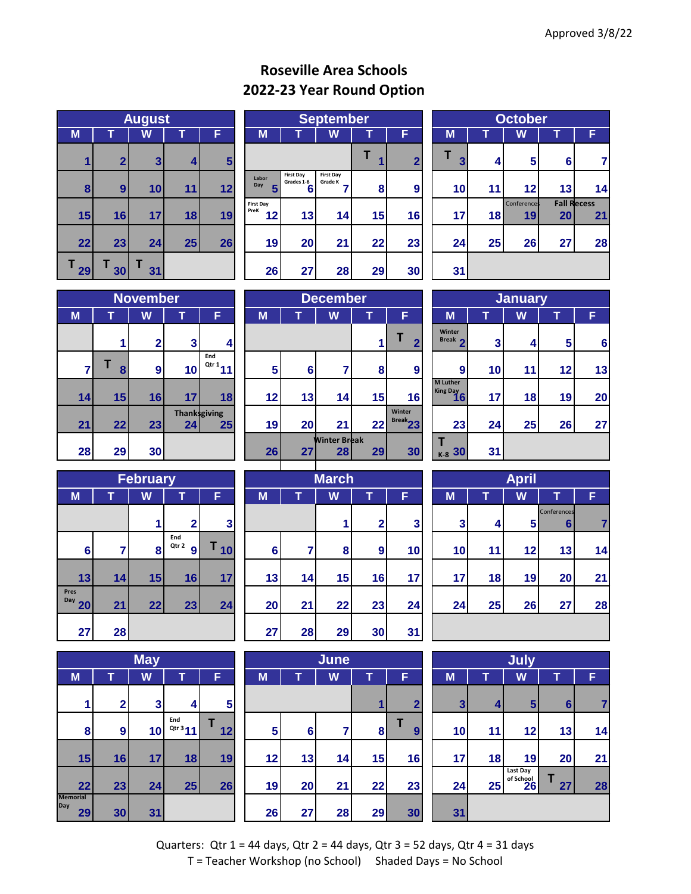Approved 3/8/22

# Roseville Area Schools
## 2022-23 Year Round Option

### August

| M | T | W | T | F |
|---|---|---|---|---|
| 1 | 2 | 3 | 4 | 5 |
| 8 | 9 | 10 | 11 | 12 |
| 15 | 16 | 17 | 18 | 19 |
| 22 | 23 | 24 | 25 | 26 |
| T 29 | T 30 | T 31 | | |

### September

| M | T | W | T | F |
|---|---|---|---|---|
| | | | T 1 | 2 |
| Labor Day 5 | First Day Grades 1-6 6 | First Day Grade K 7 | 8 | 9 |
| First Day PreK 12 | 13 | 14 | 15 | 16 |
| 19 | 20 | 21 | 22 | 23 |
| 26 | 27 | 28 | 29 | 30 |

### October

| M | T | W | T | F |
|---|---|---|---|---|
| T 3 | 4 | 5 | 6 | 7 |
| 10 | 11 | 12 | 13 | 14 |
| 17 | 18 | Conferences 19 | Fall Recess 20 | 21 |
| 24 | 25 | 26 | 27 | 28 |
| 31 | | | | |

### November

| M | T | W | T | F |
|---|---|---|---|---|
| | 1 | 2 | 3 | 4 |
| 7 | T 8 | 9 | 10 | End Qtr 1 11 |
| 14 | 15 | 16 | 17 | 18 |
| 21 | 22 | 23 | Thanksgiving 24 | 25 |
| 28 | 29 | 30 | | |

### December

| M | T | W | T | F |
|---|---|---|---|---|
| | | | 1 | T 2 |
| 5 | 6 | 7 | 8 | 9 |
| 12 | 13 | 14 | 15 | 16 |
| 19 | 20 | 21 | 22 | Winter Break 23 |
| 26 | 27 | Winter Break 28 | 29 | 30 |

### January

| M | T | W | T | F |
|---|---|---|---|---|
| Winter Break 2 | 3 | 4 | 5 | 6 |
| 9 | 10 | 11 | 12 | 13 |
| M Luther King Day 16 | 17 | 18 | 19 | 20 |
| 23 | 24 | 25 | 26 | 27 |
| T K-8 30 | 31 | | | |

### February

| M | T | W | T | F |
|---|---|---|---|---|
| | | 1 | 2 | 3 |
| 6 | 7 | 8 | End Qtr 2 9 | T 10 |
| 13 | 14 | 15 | 16 | 17 |
| Pres Day 20 | 21 | 22 | 23 | 24 |
| 27 | 28 | | | |

### March

| M | T | W | T | F |
|---|---|---|---|---|
| | | 1 | 2 | 3 |
| 6 | 7 | 8 | 9 | 10 |
| 13 | 14 | 15 | 16 | 17 |
| 20 | 21 | 22 | 23 | 24 |
| 27 | 28 | 29 | 30 | 31 |

### April

| M | T | W | T | F |
|---|---|---|---|---|
| 3 | 4 | 5 | Conferences 6 | 7 |
| 10 | 11 | 12 | 13 | 14 |
| 17 | 18 | 19 | 20 | 21 |
| 24 | 25 | 26 | 27 | 28 |

### May

| M | T | W | T | F |
|---|---|---|---|---|
| 1 | 2 | 3 | 4 | 5 |
| 8 | 9 | 10 | End Qtr 3 11 | T 12 |
| 15 | 16 | 17 | 18 | 19 |
| 22 | 23 | 24 | 25 | 26 |
| Memorial Day 29 | 30 | 31 | | |

### June

| M | T | W | T | F |
|---|---|---|---|---|
| | | | 1 | 2 |
| 5 | 6 | 7 | 8 | T 9 |
| 12 | 13 | 14 | 15 | 16 |
| 19 | 20 | 21 | 22 | 23 |
| 26 | 27 | 28 | 29 | 30 |

### July

| M | T | W | T | F |
|---|---|---|---|---|
| 3 | 4 | 5 | 6 | 7 |
| 10 | 11 | 12 | 13 | 14 |
| 17 | 18 | 19 | 20 | 21 |
| 24 | 25 | Last Day of School 26 | T 27 | 28 |
| 31 | | | | |

Quarters: Qtr 1 = 44 days, Qtr 2 = 44 days, Qtr 3 = 52 days, Qtr 4 = 31 days

T = Teacher Workshop (no School) Shaded Days = No School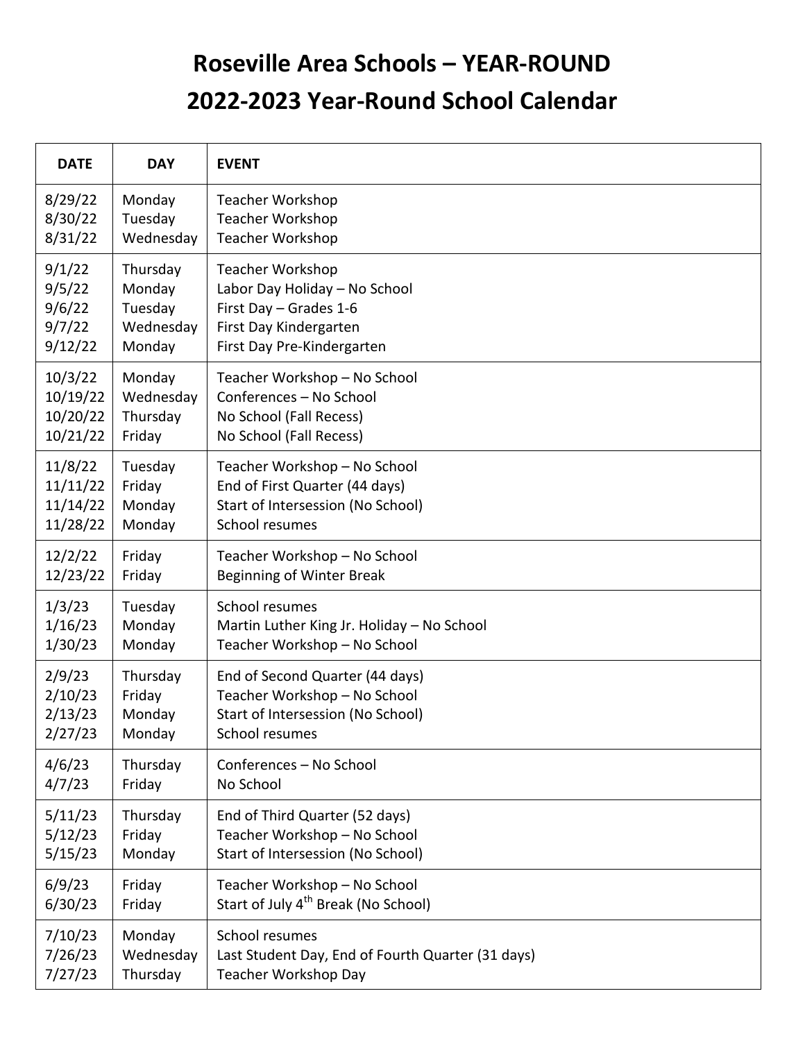# Roseville Area Schools – YEAR-ROUND

## 2022-2023 Year-Round School Calendar

| DATE | DAY | EVENT |
|---|---|---|
| 8/29/22 | Monday | Teacher Workshop |
| 8/30/22 | Tuesday | Teacher Workshop |
| 8/31/22 | Wednesday | Teacher Workshop |
| 9/1/22 | Thursday | Teacher Workshop |
| 9/5/22 | Monday | Labor Day Holiday – No School |
| 9/6/22 | Tuesday | First Day – Grades 1-6 |
| 9/7/22 | Wednesday | First Day Kindergarten |
| 9/12/22 | Monday | First Day Pre-Kindergarten |
| 10/3/22 | Monday | Teacher Workshop – No School |
| 10/19/22 | Wednesday | Conferences – No School |
| 10/20/22 | Thursday | No School (Fall Recess) |
| 10/21/22 | Friday | No School (Fall Recess) |
| 11/8/22 | Tuesday | Teacher Workshop – No School |
| 11/11/22 | Friday | End of First Quarter (44 days) |
| 11/14/22 | Monday | Start of Intersession (No School) |
| 11/28/22 | Monday | School resumes |
| 12/2/22 | Friday | Teacher Workshop – No School |
| 12/23/22 | Friday | Beginning of Winter Break |
| 1/3/23 | Tuesday | School resumes |
| 1/16/23 | Monday | Martin Luther King Jr. Holiday – No School |
| 1/30/23 | Monday | Teacher Workshop – No School |
| 2/9/23 | Thursday | End of Second Quarter (44 days) |
| 2/10/23 | Friday | Teacher Workshop – No School |
| 2/13/23 | Monday | Start of Intersession (No School) |
| 2/27/23 | Monday | School resumes |
| 4/6/23 | Thursday | Conferences – No School |
| 4/7/23 | Friday | No School |
| 5/11/23 | Thursday | End of Third Quarter (52 days) |
| 5/12/23 | Friday | Teacher Workshop – No School |
| 5/15/23 | Monday | Start of Intersession (No School) |
| 6/9/23 | Friday | Teacher Workshop – No School |
| 6/30/23 | Friday | Start of July 4th Break (No School) |
| 7/10/23 | Monday | School resumes |
| 7/26/23 | Wednesday | Last Student Day, End of Fourth Quarter (31 days) |
| 7/27/23 | Thursday | Teacher Workshop Day |